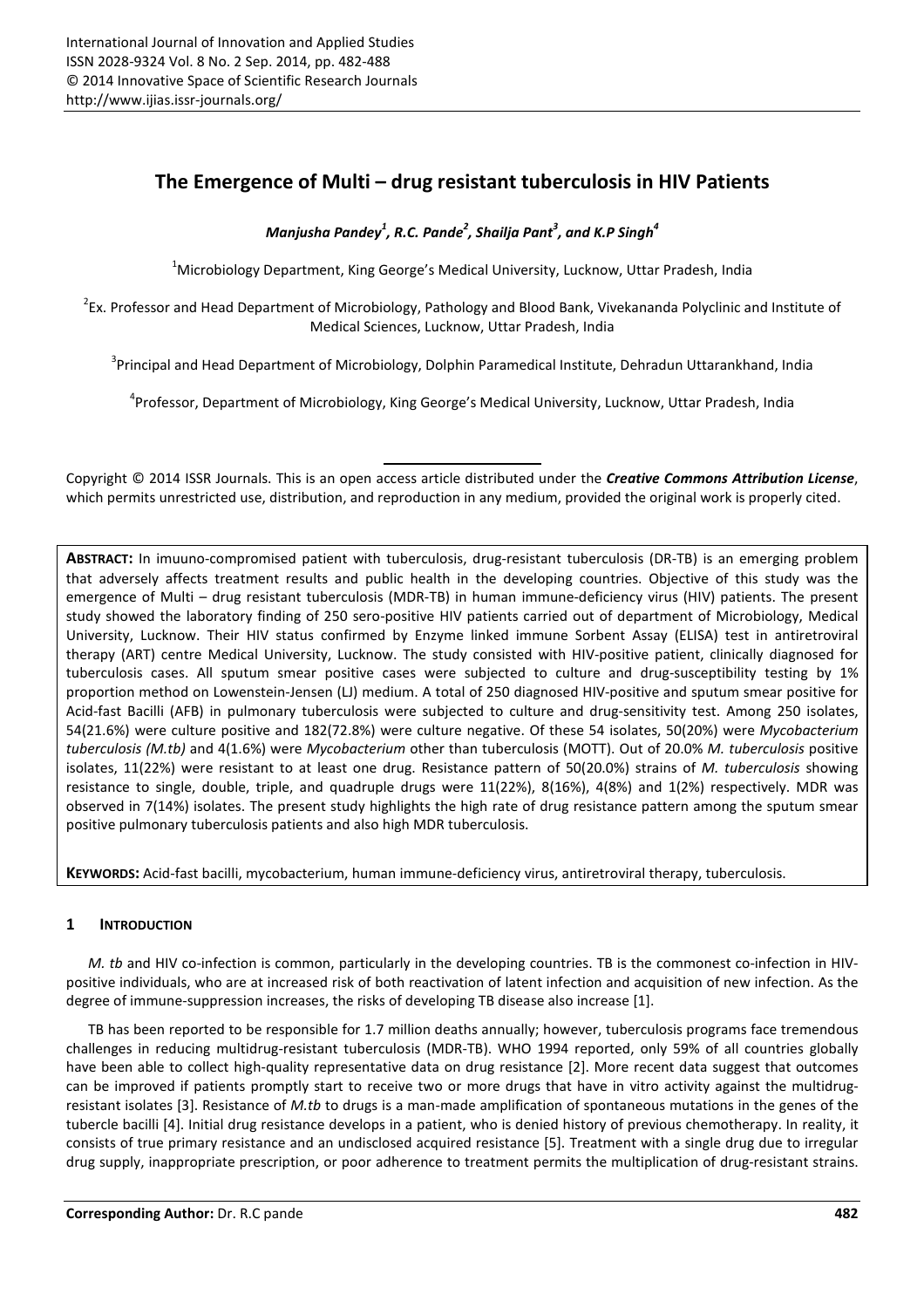# The Emergence of Multi – drug resistant tuberculosis in HIV Patients

***Manjusha Pandey[1], R.C. Pande[2], Shailja Pant[3], and K.P Singh[4]***

[1]Microbiology Department, King George's Medical University, Lucknow, Uttar Pradesh, India

[2]Ex. Professor and Head Department of Microbiology, Pathology and Blood Bank, Vivekananda Polyclinic and Institute of Medical Sciences, Lucknow, Uttar Pradesh, India

[3]Principal and Head Department of Microbiology, Dolphin Paramedical Institute, Dehradun Uttarankhand, India

[4]Professor, Department of Microbiology, King George's Medical University, Lucknow, Uttar Pradesh, India

Copyright © 2014 ISSR Journals. This is an open access article distributed under the ***Creative Commons Attribution License***, which permits unrestricted use, distribution, and reproduction in any medium, provided the original work is properly cited.

**ABSTRACT:** In imuuno-compromised patient with tuberculosis, drug-resistant tuberculosis (DR-TB) is an emerging problem that adversely affects treatment results and public health in the developing countries. Objective of this study was the emergence of Multi – drug resistant tuberculosis (MDR-TB) in human immune-deficiency virus (HIV) patients. The present study showed the laboratory finding of 250 sero-positive HIV patients carried out of department of Microbiology, Medical University, Lucknow. Their HIV status confirmed by Enzyme linked immune Sorbent Assay (ELISA) test in antiretroviral therapy (ART) centre Medical University, Lucknow. The study consisted with HIV-positive patient, clinically diagnosed for tuberculosis cases. All sputum smear positive cases were subjected to culture and drug-susceptibility testing by 1% proportion method on Lowenstein-Jensen (LJ) medium. A total of 250 diagnosed HIV-positive and sputum smear positive for Acid-fast Bacilli (AFB) in pulmonary tuberculosis were subjected to culture and drug-sensitivity test. Among 250 isolates, 54(21.6%) were culture positive and 182(72.8%) were culture negative. Of these 54 isolates, 50(20%) were *Mycobacterium tuberculosis (M.tb)* and 4(1.6%) were *Mycobacterium* other than tuberculosis (MOTT). Out of 20.0% *M. tuberculosis* positive isolates, 11(22%) were resistant to at least one drug. Resistance pattern of 50(20.0%) strains of *M. tuberculosis* showing resistance to single, double, triple, and quadruple drugs were 11(22%), 8(16%), 4(8%) and 1(2%) respectively. MDR was observed in 7(14%) isolates. The present study highlights the high rate of drug resistance pattern among the sputum smear positive pulmonary tuberculosis patients and also high MDR tuberculosis.

**KEYWORDS:** Acid-fast bacilli, mycobacterium, human immune-deficiency virus, antiretroviral therapy, tuberculosis.

## 1 INTRODUCTION

*M. tb* and HIV co-infection is common, particularly in the developing countries. TB is the commonest co-infection in HIV-positive individuals, who are at increased risk of both reactivation of latent infection and acquisition of new infection. As the degree of immune-suppression increases, the risks of developing TB disease also increase [1].

TB has been reported to be responsible for 1.7 million deaths annually; however, tuberculosis programs face tremendous challenges in reducing multidrug-resistant tuberculosis (MDR-TB). WHO 1994 reported, only 59% of all countries globally have been able to collect high-quality representative data on drug resistance [2]. More recent data suggest that outcomes can be improved if patients promptly start to receive two or more drugs that have in vitro activity against the multidrug-resistant isolates [3]. Resistance of *M.tb* to drugs is a man-made amplification of spontaneous mutations in the genes of the tubercle bacilli [4]. Initial drug resistance develops in a patient, who is denied history of previous chemotherapy. In reality, it consists of true primary resistance and an undisclosed acquired resistance [5]. Treatment with a single drug due to irregular drug supply, inappropriate prescription, or poor adherence to treatment permits the multiplication of drug-resistant strains.

**Corresponding Author:** Dr. R.C pande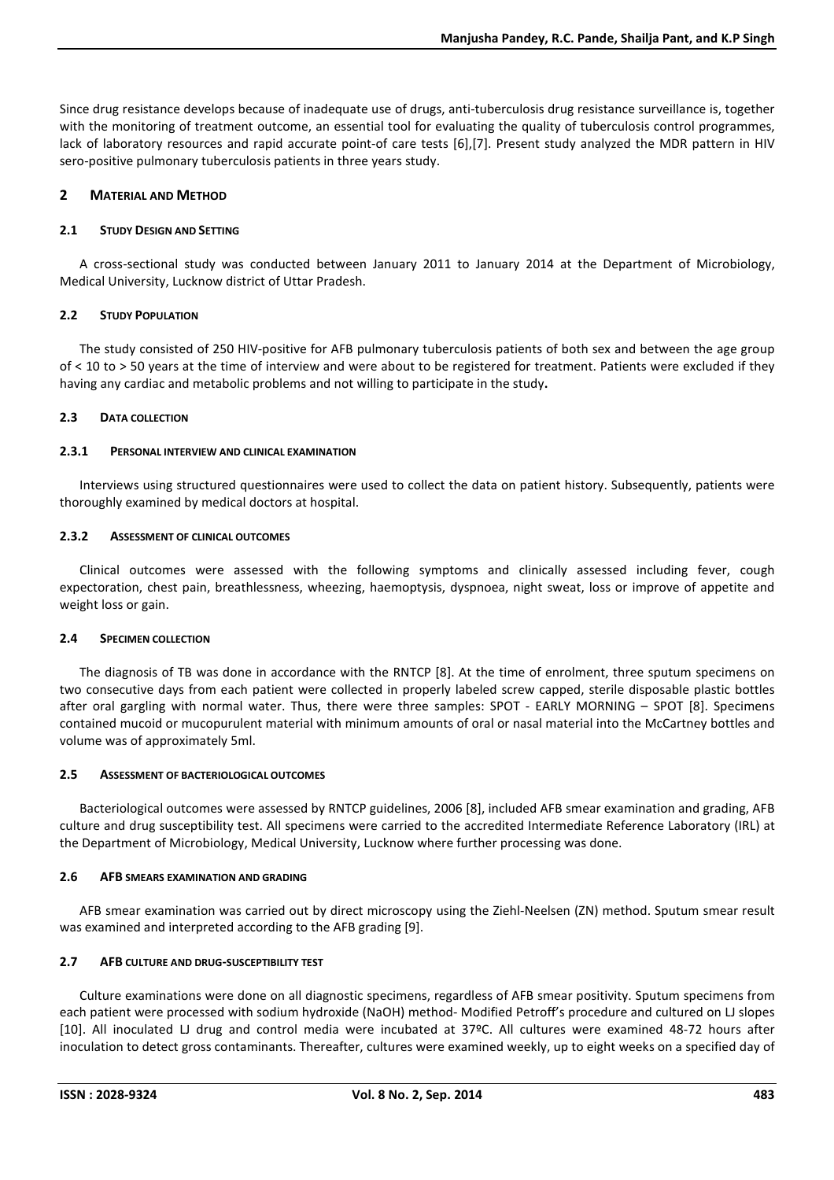Since drug resistance develops because of inadequate use of drugs, anti-tuberculosis drug resistance surveillance is, together with the monitoring of treatment outcome, an essential tool for evaluating the quality of tuberculosis control programmes, lack of laboratory resources and rapid accurate point-of care tests [6],[7]. Present study analyzed the MDR pattern in HIV sero-positive pulmonary tuberculosis patients in three years study.

## 2 MATERIAL AND METHOD

### 2.1 STUDY DESIGN AND SETTING

A cross-sectional study was conducted between January 2011 to January 2014 at the Department of Microbiology, Medical University, Lucknow district of Uttar Pradesh.

### 2.2 STUDY POPULATION

The study consisted of 250 HIV-positive for AFB pulmonary tuberculosis patients of both sex and between the age group of < 10 to > 50 years at the time of interview and were about to be registered for treatment. Patients were excluded if they having any cardiac and metabolic problems and not willing to participate in the study**.**

### 2.3 DATA COLLECTION

#### 2.3.1 PERSONAL INTERVIEW AND CLINICAL EXAMINATION

Interviews using structured questionnaires were used to collect the data on patient history. Subsequently, patients were thoroughly examined by medical doctors at hospital.

#### 2.3.2 ASSESSMENT OF CLINICAL OUTCOMES

Clinical outcomes were assessed with the following symptoms and clinically assessed including fever, cough expectoration, chest pain, breathlessness, wheezing, haemoptysis, dyspnoea, night sweat, loss or improve of appetite and weight loss or gain.

### 2.4 SPECIMEN COLLECTION

The diagnosis of TB was done in accordance with the RNTCP [8]. At the time of enrolment, three sputum specimens on two consecutive days from each patient were collected in properly labeled screw capped, sterile disposable plastic bottles after oral gargling with normal water. Thus, there were three samples: SPOT - EARLY MORNING – SPOT [8]. Specimens contained mucoid or mucopurulent material with minimum amounts of oral or nasal material into the McCartney bottles and volume was of approximately 5ml.

### 2.5 ASSESSMENT OF BACTERIOLOGICAL OUTCOMES

Bacteriological outcomes were assessed by RNTCP guidelines, 2006 [8], included AFB smear examination and grading, AFB culture and drug susceptibility test. All specimens were carried to the accredited Intermediate Reference Laboratory (IRL) at the Department of Microbiology, Medical University, Lucknow where further processing was done.

### 2.6 AFB SMEARS EXAMINATION AND GRADING

AFB smear examination was carried out by direct microscopy using the Ziehl-Neelsen (ZN) method. Sputum smear result was examined and interpreted according to the AFB grading [9].

### 2.7 AFB CULTURE AND DRUG-SUSCEPTIBILITY TEST

Culture examinations were done on all diagnostic specimens, regardless of AFB smear positivity. Sputum specimens from each patient were processed with sodium hydroxide (NaOH) method- Modified Petroff's procedure and cultured on LJ slopes [10]. All inoculated LJ drug and control media were incubated at 37ºC. All cultures were examined 48-72 hours after inoculation to detect gross contaminants. Thereafter, cultures were examined weekly, up to eight weeks on a specified day of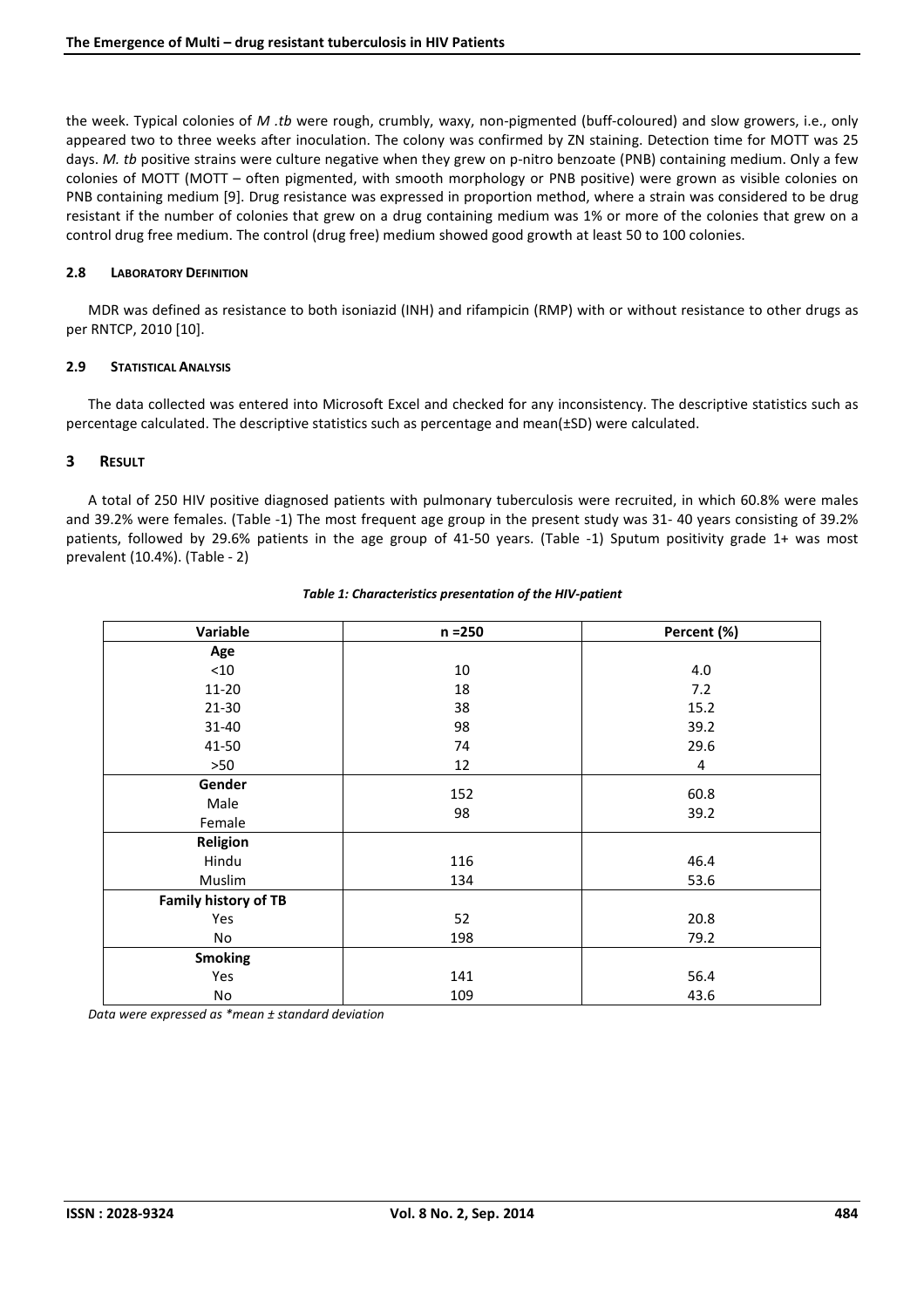the week. Typical colonies of *M .tb* were rough, crumbly, waxy, non-pigmented (buff-coloured) and slow growers, i.e., only appeared two to three weeks after inoculation. The colony was confirmed by ZN staining. Detection time for MOTT was 25 days. *M. tb* positive strains were culture negative when they grew on p-nitro benzoate (PNB) containing medium. Only a few colonies of MOTT (MOTT – often pigmented, with smooth morphology or PNB positive) were grown as visible colonies on PNB containing medium [9]. Drug resistance was expressed in proportion method, where a strain was considered to be drug resistant if the number of colonies that grew on a drug containing medium was 1% or more of the colonies that grew on a control drug free medium. The control (drug free) medium showed good growth at least 50 to 100 colonies.

### 2.8 Laboratory Definition

MDR was defined as resistance to both isoniazid (INH) and rifampicin (RMP) with or without resistance to other drugs as per RNTCP, 2010 [10].

### 2.9 Statistical Analysis

The data collected was entered into Microsoft Excel and checked for any inconsistency. The descriptive statistics such as percentage calculated. The descriptive statistics such as percentage and mean(±SD) were calculated.

## 3 Result

A total of 250 HIV positive diagnosed patients with pulmonary tuberculosis were recruited, in which 60.8% were males and 39.2% were females. (Table -1) The most frequent age group in the present study was 31- 40 years consisting of 39.2% patients, followed by 29.6% patients in the age group of 41-50 years. (Table -1) Sputum positivity grade 1+ was most prevalent (10.4%). (Table - 2)

*Table 1: Characteristics presentation of the HIV-patient*

| Variable | n =250 | Percent (%) |
|---|---|---|
| **Age** | | |
| <10 | 10 | 4.0 |
| 11-20 | 18 | 7.2 |
| 21-30 | 38 | 15.2 |
| 31-40 | 98 | 39.2 |
| 41-50 | 74 | 29.6 |
| >50 | 12 | 4 |
| **Gender** | | |
| Male | 152 | 60.8 |
| Female | 98 | 39.2 |
| **Religion** | | |
| Hindu | 116 | 46.4 |
| Muslim | 134 | 53.6 |
| **Family history of TB** | | |
| Yes | 52 | 20.8 |
| No | 198 | 79.2 |
| **Smoking** | | |
| Yes | 141 | 56.4 |
| No | 109 | 43.6 |

*Data were expressed as \*mean ± standard deviation*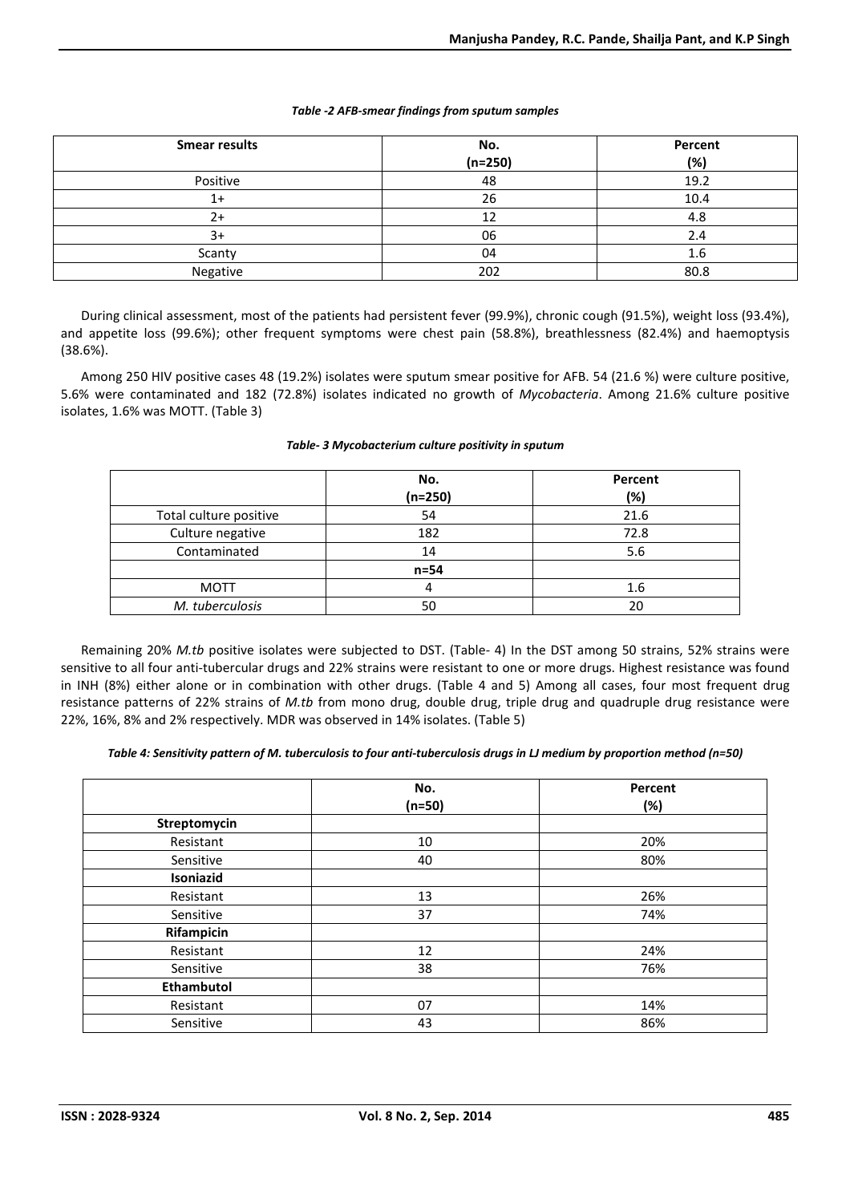*Table -2 AFB-smear findings from sputum samples*

| Smear results | No. (n=250) | Percent (%) |
|---|---|---|
| Positive | 48 | 19.2 |
| 1+ | 26 | 10.4 |
| 2+ | 12 | 4.8 |
| 3+ | 06 | 2.4 |
| Scanty | 04 | 1.6 |
| Negative | 202 | 80.8 |

During clinical assessment, most of the patients had persistent fever (99.9%), chronic cough (91.5%), weight loss (93.4%), and appetite loss (99.6%); other frequent symptoms were chest pain (58.8%), breathlessness (82.4%) and haemoptysis (38.6%).

Among 250 HIV positive cases 48 (19.2%) isolates were sputum smear positive for AFB. 54 (21.6 %) were culture positive, 5.6% were contaminated and 182 (72.8%) isolates indicated no growth of *Mycobacteria*. Among 21.6% culture positive isolates, 1.6% was MOTT. (Table 3)

*Table- 3 Mycobacterium culture positivity in sputum*

| | No. (n=250) | Percent (%) |
|---|---|---|
| Total culture positive | 54 | 21.6 |
| Culture negative | 182 | 72.8 |
| Contaminated | 14 | 5.6 |
| | **n=54** | |
| MOTT | 4 | 1.6 |
| *M. tuberculosis* | 50 | 20 |

Remaining 20% *M.tb* positive isolates were subjected to DST. (Table- 4) In the DST among 50 strains, 52% strains were sensitive to all four anti-tubercular drugs and 22% strains were resistant to one or more drugs. Highest resistance was found in INH (8%) either alone or in combination with other drugs. (Table 4 and 5) Among all cases, four most frequent drug resistance patterns of 22% strains of *M.tb* from mono drug, double drug, triple drug and quadruple drug resistance were 22%, 16%, 8% and 2% respectively. MDR was observed in 14% isolates. (Table 5)

*Table 4: Sensitivity pattern of M. tuberculosis to four anti-tuberculosis drugs in LJ medium by proportion method (n=50)*

| | No. (n=50) | Percent (%) |
|---|---|---|
| **Streptomycin** | | |
| Resistant | 10 | 20% |
| Sensitive | 40 | 80% |
| **Isoniazid** | | |
| Resistant | 13 | 26% |
| Sensitive | 37 | 74% |
| **Rifampicin** | | |
| Resistant | 12 | 24% |
| Sensitive | 38 | 76% |
| **Ethambutol** | | |
| Resistant | 07 | 14% |
| Sensitive | 43 | 86% |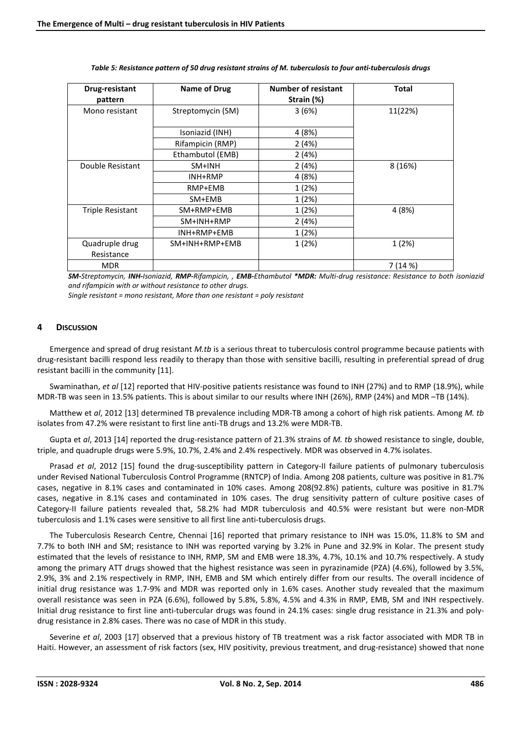*Table 5: Resistance pattern of 50 drug resistant strains of M. tuberculosis to four anti-tuberculosis drugs*

| Drug-resistant pattern | Name of Drug | Number of resistant Strain (%) | Total |
|---|---|---|---|
| Mono resistant | Streptomycin (SM) | 3 (6%) | 11(22%) |
| | Isoniazid (INH) | 4 (8%) | |
| | Rifampicin (RMP) | 2 (4%) | |
| | Ethambutol (EMB) | 2 (4%) | |
| Double Resistant | SM+INH | 2 (4%) | 8 (16%) |
| | INH+RMP | 4 (8%) | |
| | RMP+EMB | 1 (2%) | |
| | SM+EMB | 1 (2%) | |
| Triple Resistant | SM+RMP+EMB | 1 (2%) | 4 (8%) |
| | SM+INH+RMP | 2 (4%) | |
| | INH+RMP+EMB | 1 (2%) | |
| Quadruple drug Resistance | SM+INH+RMP+EMB | 1 (2%) | 1 (2%) |
| MDR | | | 7 (14 %) |

***SM-**Streptomycin, **INH-**Isoniazid, **RMP-**Rifampicin, , **EMB-**Ethambutol **\*MDR:** Multi-drug resistance: Resistance to both isoniazid and rifampicin with or without resistance to other drugs.*

*Single resistant = mono resistant, More than one resistant = poly resistant*

## 4 Discussion

Emergence and spread of drug resistant *M.tb* is a serious threat to tuberculosis control programme because patients with drug-resistant bacilli respond less readily to therapy than those with sensitive bacilli, resulting in preferential spread of drug resistant bacilli in the community [11].

Swaminathan, *et al* [12] reported that HIV-positive patients resistance was found to INH (27%) and to RMP (18.9%), while MDR-TB was seen in 13.5% patients. This is about similar to our results where INH (26%), RMP (24%) and MDR –TB (14%).

Matthew et *al*, 2012 [13] determined TB prevalence including MDR-TB among a cohort of high risk patients. Among *M. tb* isolates from 47.2% were resistant to first line anti-TB drugs and 13.2% were MDR-TB.

Gupta et *al*, 2013 [14] reported the drug-resistance pattern of 21.3% strains of *M. tb* showed resistance to single, double, triple, and quadruple drugs were 5.9%, 10.7%, 2.4% and 2.4% respectively. MDR was observed in 4.7% isolates.

Prasad *et al*, 2012 [15] found the drug-susceptibility pattern in Category-II failure patients of pulmonary tuberculosis under Revised National Tuberculosis Control Programme (RNTCP) of India. Among 208 patients, culture was positive in 81.7% cases, negative in 8.1% cases and contaminated in 10% cases. Among 208(92.8%) patients, culture was positive in 81.7% cases, negative in 8.1% cases and contaminated in 10% cases. The drug sensitivity pattern of culture positive cases of Category-II failure patients revealed that, 58.2% had MDR tuberculosis and 40.5% were resistant but were non-MDR tuberculosis and 1.1% cases were sensitive to all first line anti-tuberculosis drugs.

The Tuberculosis Research Centre, Chennai [16] reported that primary resistance to INH was 15.0%, 11.8% to SM and 7.7% to both INH and SM; resistance to INH was reported varying by 3.2% in Pune and 32.9% in Kolar. The present study estimated that the levels of resistance to INH, RMP, SM and EMB were 18.3%, 4.7%, 10.1% and 10.7% respectively. A study among the primary ATT drugs showed that the highest resistance was seen in pyrazinamide (PZA) (4.6%), followed by 3.5%, 2.9%, 3% and 2.1% respectively in RMP, INH, EMB and SM which entirely differ from our results. The overall incidence of initial drug resistance was 1.7-9% and MDR was reported only in 1.6% cases. Another study revealed that the maximum overall resistance was seen in PZA (6.6%), followed by 5.8%, 5.8%, 4.5% and 4.3% in RMP, EMB, SM and INH respectively. Initial drug resistance to first line anti-tubercular drugs was found in 24.1% cases: single drug resistance in 21.3% and poly-drug resistance in 2.8% cases. There was no case of MDR in this study.

Severine *et al*, 2003 [17] observed that a previous history of TB treatment was a risk factor associated with MDR TB in Haiti. However, an assessment of risk factors (sex, HIV positivity, previous treatment, and drug-resistance) showed that none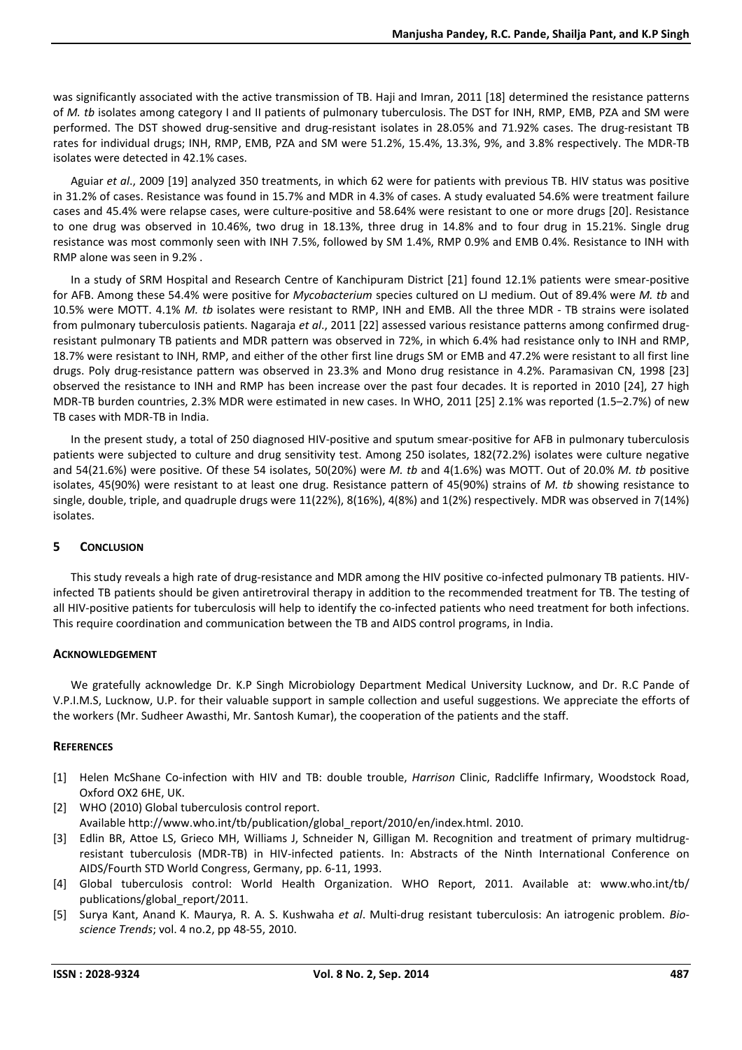was significantly associated with the active transmission of TB. Haji and Imran, 2011 [18] determined the resistance patterns of *M. tb* isolates among category I and II patients of pulmonary tuberculosis. The DST for INH, RMP, EMB, PZA and SM were performed. The DST showed drug-sensitive and drug-resistant isolates in 28.05% and 71.92% cases. The drug-resistant TB rates for individual drugs; INH, RMP, EMB, PZA and SM were 51.2%, 15.4%, 13.3%, 9%, and 3.8% respectively. The MDR-TB isolates were detected in 42.1% cases.

Aguiar *et al*., 2009 [19] analyzed 350 treatments, in which 62 were for patients with previous TB. HIV status was positive in 31.2% of cases. Resistance was found in 15.7% and MDR in 4.3% of cases. A study evaluated 54.6% were treatment failure cases and 45.4% were relapse cases, were culture-positive and 58.64% were resistant to one or more drugs [20]. Resistance to one drug was observed in 10.46%, two drug in 18.13%, three drug in 14.8% and to four drug in 15.21%. Single drug resistance was most commonly seen with INH 7.5%, followed by SM 1.4%, RMP 0.9% and EMB 0.4%. Resistance to INH with RMP alone was seen in 9.2% .

In a study of SRM Hospital and Research Centre of Kanchipuram District [21] found 12.1% patients were smear-positive for AFB. Among these 54.4% were positive for *Mycobacterium* species cultured on LJ medium. Out of 89.4% were *M. tb* and 10.5% were MOTT. 4.1% *M. tb* isolates were resistant to RMP, INH and EMB. All the three MDR - TB strains were isolated from pulmonary tuberculosis patients. Nagaraja *et al*., 2011 [22] assessed various resistance patterns among confirmed drug-resistant pulmonary TB patients and MDR pattern was observed in 72%, in which 6.4% had resistance only to INH and RMP, 18.7% were resistant to INH, RMP, and either of the other first line drugs SM or EMB and 47.2% were resistant to all first line drugs. Poly drug-resistance pattern was observed in 23.3% and Mono drug resistance in 4.2%. Paramasivan CN, 1998 [23] observed the resistance to INH and RMP has been increase over the past four decades. It is reported in 2010 [24], 27 high MDR-TB burden countries, 2.3% MDR were estimated in new cases. In WHO, 2011 [25] 2.1% was reported (1.5–2.7%) of new TB cases with MDR-TB in India.

In the present study, a total of 250 diagnosed HIV-positive and sputum smear-positive for AFB in pulmonary tuberculosis patients were subjected to culture and drug sensitivity test. Among 250 isolates, 182(72.2%) isolates were culture negative and 54(21.6%) were positive. Of these 54 isolates, 50(20%) were *M. tb* and 4(1.6%) was MOTT. Out of 20.0% *M. tb* positive isolates, 45(90%) were resistant to at least one drug. Resistance pattern of 45(90%) strains of *M. tb* showing resistance to single, double, triple, and quadruple drugs were 11(22%), 8(16%), 4(8%) and 1(2%) respectively. MDR was observed in 7(14%) isolates.

## 5 Conclusion

This study reveals a high rate of drug-resistance and MDR among the HIV positive co-infected pulmonary TB patients. HIV-infected TB patients should be given antiretroviral therapy in addition to the recommended treatment for TB. The testing of all HIV-positive patients for tuberculosis will help to identify the co-infected patients who need treatment for both infections. This require coordination and communication between the TB and AIDS control programs, in India.

## Acknowledgement

We gratefully acknowledge Dr. K.P Singh Microbiology Department Medical University Lucknow, and Dr. R.C Pande of V.P.I.M.S, Lucknow, U.P. for their valuable support in sample collection and useful suggestions. We appreciate the efforts of the workers (Mr. Sudheer Awasthi, Mr. Santosh Kumar), the cooperation of the patients and the staff.

## References

- [1] Helen McShane Co-infection with HIV and TB: double trouble, *Harrison* Clinic, Radcliffe Infirmary, Woodstock Road, Oxford OX2 6HE, UK.
- [2] WHO (2010) Global tuberculosis control report. Available http://www.who.int/tb/publication/global_report/2010/en/index.html. 2010.
- [3] Edlin BR, Attoe LS, Grieco MH, Williams J, Schneider N, Gilligan M. Recognition and treatment of primary multidrug-resistant tuberculosis (MDR-TB) in HIV-infected patients. In: Abstracts of the Ninth International Conference on AIDS/Fourth STD World Congress, Germany, pp. 6-11, 1993.
- [4] Global tuberculosis control: World Health Organization. WHO Report, 2011. Available at: www.who.int/tb/ publications/global_report/2011.
- [5] Surya Kant, Anand K. Maurya, R. A. S. Kushwaha *et al*. Multi-drug resistant tuberculosis: An iatrogenic problem. *Bio-science Trends*; vol. 4 no.2, pp 48-55, 2010.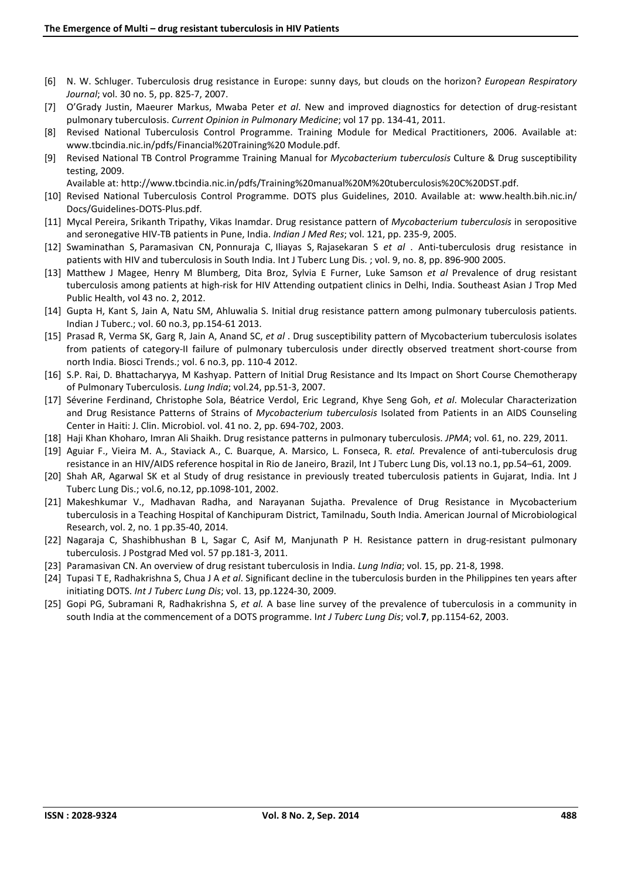[6] N. W. Schluger. Tuberculosis drug resistance in Europe: sunny days, but clouds on the horizon? *European Respiratory Journal*; vol. 30 no. 5, pp. 825-7, 2007.

[7] O'Grady Justin, Maeurer Markus, Mwaba Peter *et al*. New and improved diagnostics for detection of drug-resistant pulmonary tuberculosis. *Current Opinion in Pulmonary Medicine*; vol 17 pp. 134-41, 2011.

[8] Revised National Tuberculosis Control Programme. Training Module for Medical Practitioners, 2006. Available at: www.tbcindia.nic.in/pdfs/Financial%20Training%20 Module.pdf.

[9] Revised National TB Control Programme Training Manual for *Mycobacterium tuberculosis* Culture & Drug susceptibility testing, 2009.
Available at: http://www.tbcindia.nic.in/pdfs/Training%20manual%20M%20tuberculosis%20C%20DST.pdf.

[10] Revised National Tuberculosis Control Programme. DOTS plus Guidelines, 2010. Available at: www.health.bih.nic.in/ Docs/Guidelines-DOTS-Plus.pdf.

[11] Mycal Pereira, Srikanth Tripathy, Vikas Inamdar. Drug resistance pattern of *Mycobacterium tuberculosis* in seropositive and seronegative HIV-TB patients in Pune, India. *Indian J Med Res*; vol. 121, pp. 235-9, 2005.

[12] Swaminathan S, Paramasivan CN, Ponnuraja C, Iliayas S, Rajasekaran S *et al* . Anti-tuberculosis drug resistance in patients with HIV and tuberculosis in South India. Int J Tuberc Lung Dis. ; vol. 9, no. 8, pp. 896-900 2005.

[13] Matthew J Magee, Henry M Blumberg, Dita Broz, Sylvia E Furner, Luke Samson *et al* Prevalence of drug resistant tuberculosis among patients at high-risk for HIV Attending outpatient clinics in Delhi, India. Southeast Asian J Trop Med Public Health, vol 43 no. 2, 2012.

[14] Gupta H, Kant S, Jain A, Natu SM, Ahluwalia S. Initial drug resistance pattern among pulmonary tuberculosis patients. Indian J Tuberc.; vol. 60 no.3, pp.154-61 2013.

[15] Prasad R, Verma SK, Garg R, Jain A, Anand SC, *et al* . Drug susceptibility pattern of Mycobacterium tuberculosis isolates from patients of category-II failure of pulmonary tuberculosis under directly observed treatment short-course from north India. Biosci Trends.; vol. 6 no.3, pp. 110-4 2012.

[16] S.P. Rai, D. Bhattacharyya, M Kashyap. Pattern of Initial Drug Resistance and Its Impact on Short Course Chemotherapy of Pulmonary Tuberculosis. *Lung India*; vol.24, pp.51-3, 2007.

[17] Séverine Ferdinand, Christophe Sola, Béatrice Verdol, Eric Legrand, Khye Seng Goh, *et al*. Molecular Characterization and Drug Resistance Patterns of Strains of *Mycobacterium tuberculosis* Isolated from Patients in an AIDS Counseling Center in Haiti: J. Clin. Microbiol. vol. 41 no. 2, pp. 694-702, 2003.

[18] Haji Khan Khoharo, Imran Ali Shaikh. Drug resistance patterns in pulmonary tuberculosis. *JPMA*; vol. 61, no. 229, 2011.

[19] Aguiar F., Vieira M. A., Staviack A., C. Buarque, A. Marsico, L. Fonseca, R. *etal.* Prevalence of anti-tuberculosis drug resistance in an HIV/AIDS reference hospital in Rio de Janeiro, Brazil, Int J Tuberc Lung Dis, vol.13 no.1, pp.54–61, 2009.

[20] Shah AR, Agarwal SK et al Study of drug resistance in previously treated tuberculosis patients in Gujarat, India. Int J Tuberc Lung Dis.; vol.6, no.12, pp.1098-101, 2002.

[21] Makeshkumar V., Madhavan Radha, and Narayanan Sujatha. Prevalence of Drug Resistance in Mycobacterium tuberculosis in a Teaching Hospital of Kanchipuram District, Tamilnadu, South India. American Journal of Microbiological Research, vol. 2, no. 1 pp.35-40, 2014.

[22] Nagaraja C, Shashibhushan B L, Sagar C, Asif M, Manjunath P H. Resistance pattern in drug-resistant pulmonary tuberculosis. J Postgrad Med vol. 57 pp.181-3, 2011.

[23] Paramasivan CN. An overview of drug resistant tuberculosis in India. *Lung India*; vol. 15, pp. 21-8, 1998.

[24] Tupasi T E, Radhakrishna S, Chua J A *et al*. Significant decline in the tuberculosis burden in the Philippines ten years after initiating DOTS. *Int J Tuberc Lung Dis*; vol. 13, pp.1224-30, 2009.

[25] Gopi PG, Subramani R, Radhakrishna S, *et al.* A base line survey of the prevalence of tuberculosis in a community in south India at the commencement of a DOTS programme. I*nt J Tuberc Lung Dis*; vol.**7**, pp.1154-62, 2003.